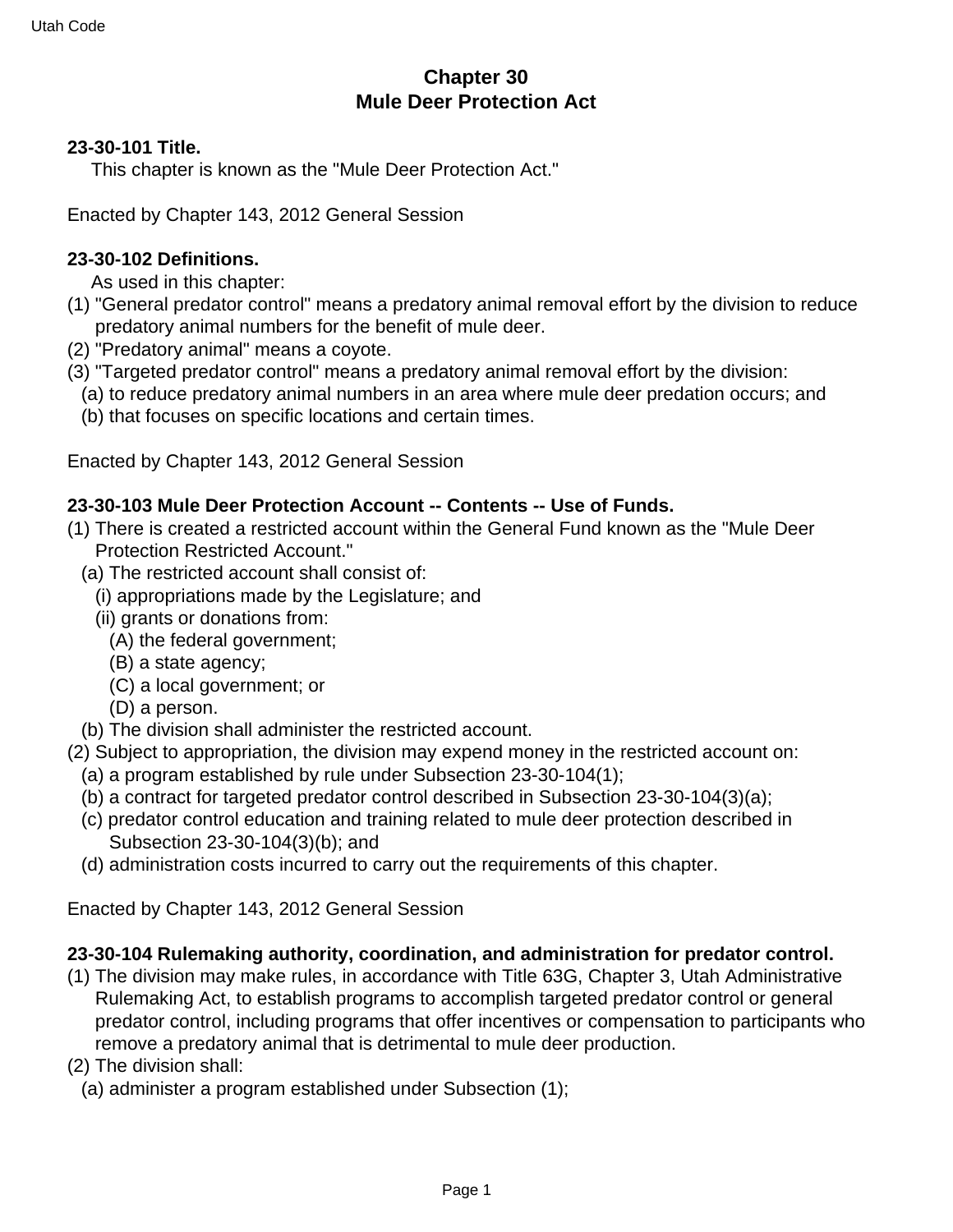# Chapter 30
# Mule Deer Protection Act

**23-30-101 Title.**

This chapter is known as the "Mule Deer Protection Act."

Enacted by Chapter 143, 2012 General Session

**23-30-102 Definitions.**

As used in this chapter:

(1) "General predator control" means a predatory animal removal effort by the division to reduce predatory animal numbers for the benefit of mule deer.
(2) "Predatory animal" means a coyote.
(3) "Targeted predator control" means a predatory animal removal effort by the division:
  (a) to reduce predatory animal numbers in an area where mule deer predation occurs; and
  (b) that focuses on specific locations and certain times.

Enacted by Chapter 143, 2012 General Session

**23-30-103 Mule Deer Protection Account -- Contents -- Use of Funds.**

(1) There is created a restricted account within the General Fund known as the "Mule Deer Protection Restricted Account."
  (a) The restricted account shall consist of:
    (i) appropriations made by the Legislature; and
    (ii) grants or donations from:
      (A) the federal government;
      (B) a state agency;
      (C) a local government; or
      (D) a person.
  (b) The division shall administer the restricted account.
(2) Subject to appropriation, the division may expend money in the restricted account on:
  (a) a program established by rule under Subsection 23-30-104(1);
  (b) a contract for targeted predator control described in Subsection 23-30-104(3)(a);
  (c) predator control education and training related to mule deer protection described in Subsection 23-30-104(3)(b); and
  (d) administration costs incurred to carry out the requirements of this chapter.

Enacted by Chapter 143, 2012 General Session

**23-30-104 Rulemaking authority, coordination, and administration for predator control.**

(1) The division may make rules, in accordance with Title 63G, Chapter 3, Utah Administrative Rulemaking Act, to establish programs to accomplish targeted predator control or general predator control, including programs that offer incentives or compensation to participants who remove a predatory animal that is detrimental to mule deer production.
(2) The division shall:
  (a) administer a program established under Subsection (1);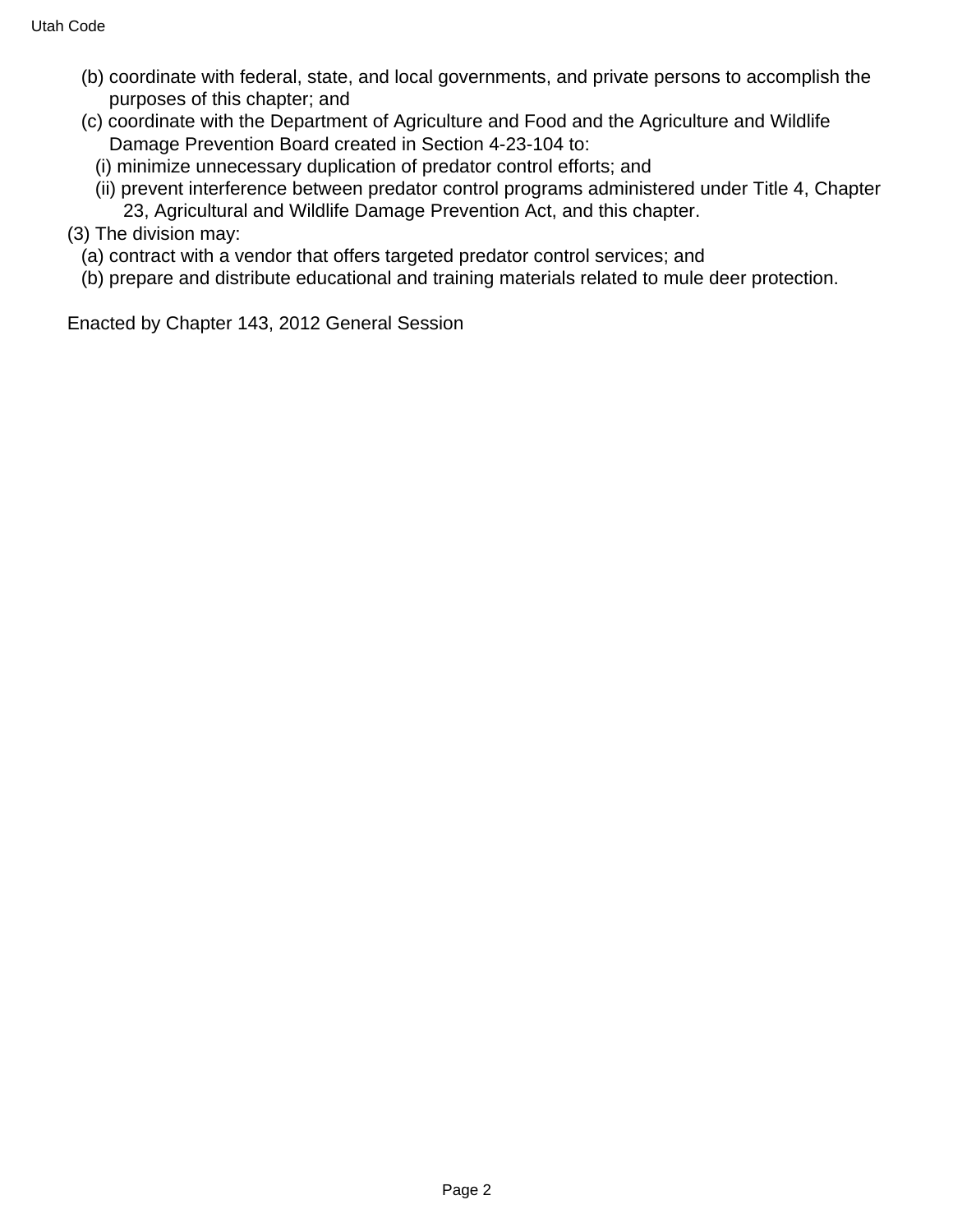(b) coordinate with federal, state, and local governments, and private persons to accomplish the purposes of this chapter; and

(c) coordinate with the Department of Agriculture and Food and the Agriculture and Wildlife Damage Prevention Board created in Section 4-23-104 to:

(i) minimize unnecessary duplication of predator control efforts; and

(ii) prevent interference between predator control programs administered under Title 4, Chapter 23, Agricultural and Wildlife Damage Prevention Act, and this chapter.

(3) The division may:

(a) contract with a vendor that offers targeted predator control services; and

(b) prepare and distribute educational and training materials related to mule deer protection.

Enacted by Chapter 143, 2012 General Session